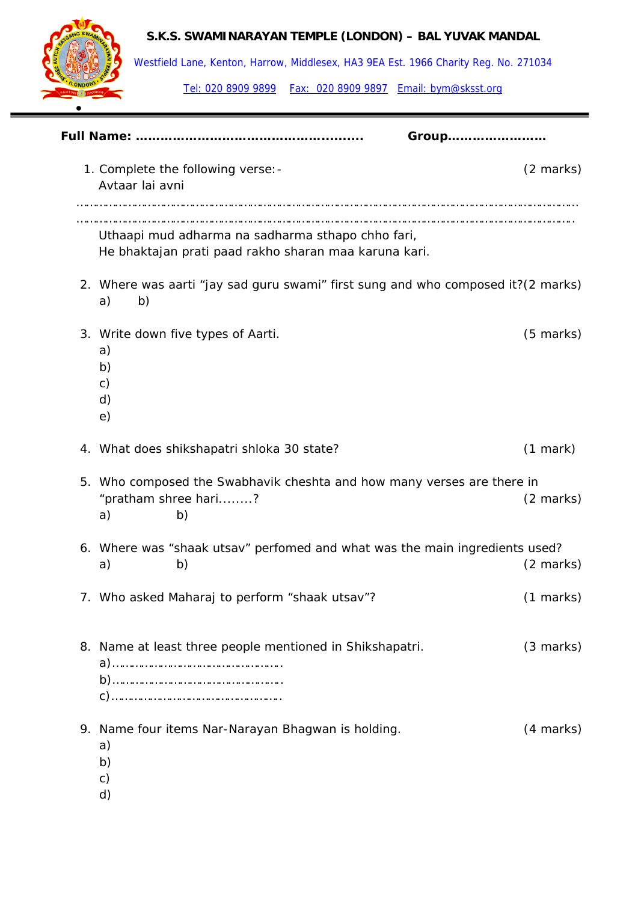**S.K.S. SWAMINARAYAN TEMPLE (LONDON) – BAL YUVAK MANDAL**

Westfield Lane, Kenton, Harrow, Middlesex, HA3 9EA Est. 1966 Charity Reg. No. 271034

Tel: 020 8909 9899 Fax: 020 8909 9897 Email: bym@sksst.org

---

**Full Name: ……………………………………………… Group……………………**

1. Complete the following verse:- (2 marks)
   Avtaar lai avni
   ………………………………………………………………………………………………………………………
   ………………………………………………………………………………………………………………………
   Uthaapi mud adharma na sadharma sthapo chho fari,
   He bhaktajan prati paad rakho sharan maa karuna kari.

2. Where was aarti "jay sad guru swami" first sung and who composed it?(2 marks)
   a) b)

3. Write down five types of Aarti. (5 marks)
   a)
   b)
   c)
   d)
   e)

4. What does shikshapatri shloka 30 state? (1 mark)

5. Who composed the Swabhavik cheshta and how many verses are there in "pratham shree hari........? (2 marks)
   a) b)

6. Where was "shaak utsav" perfomed and what was the main ingredients used?
   a) b) (2 marks)

7. Who asked Maharaj to perform "shaak utsav"? (1 marks)

8. Name at least three people mentioned in Shikshapatri. (3 marks)
   a)……………………………………………
   b)……………………………………………
   c)……………………………………………

9. Name four items Nar-Narayan Bhagwan is holding. (4 marks)
   a)
   b)
   c)
   d)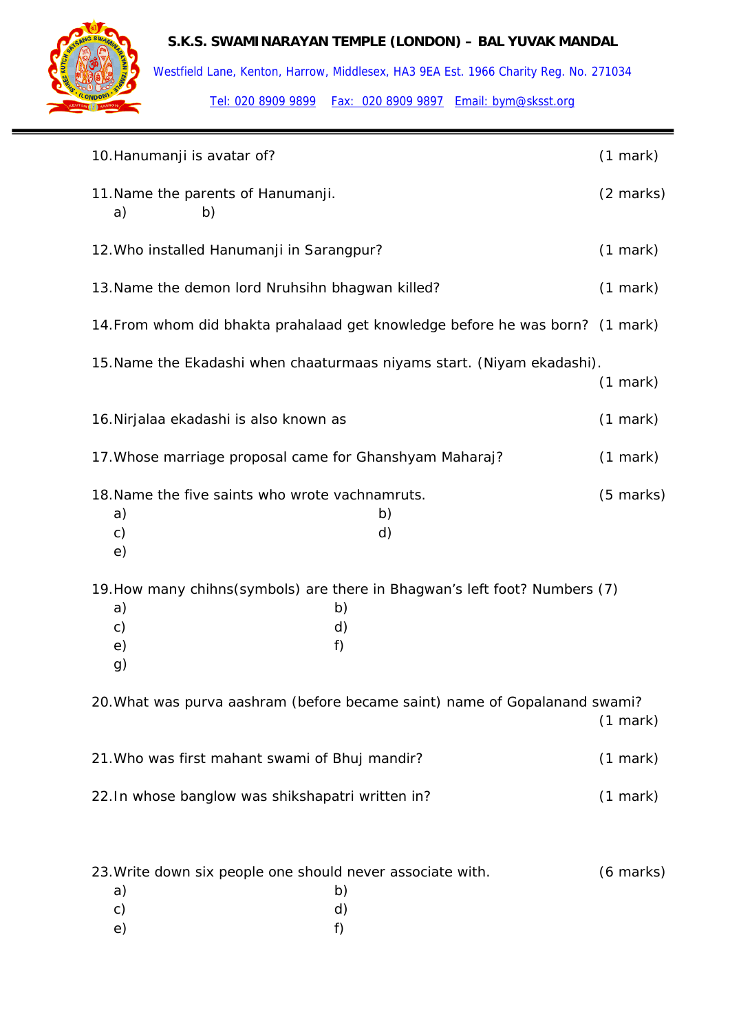10. Hanumanji is avatar of? (1 mark)

11. Name the parents of Hanumanji. (2 marks)
    a) b)

12. Who installed Hanumanji in Sarangpur? (1 mark)

13. Name the demon lord Nruhsihn bhagwan killed? (1 mark)

14. From whom did bhakta prahalaad get knowledge before he was born? (1 mark)

15. Name the Ekadashi when chaaturmaas niyams start. (Niyam ekadashi). (1 mark)

16. Nirjalaa ekadashi is also known as (1 mark)

17. Whose marriage proposal came for Ghanshyam Maharaj? (1 mark)

18. Name the five saints who wrote vachnamruts. (5 marks)
    a) b)
    c) d)
    e)

19. How many chihns(symbols) are there in Bhagwan's left foot? Numbers (7)
    a) b)
    c) d)
    e) f)
    g)

20. What was purva aashram (before became saint) name of Gopalanand swami? (1 mark)

21. Who was first mahant swami of Bhuj mandir? (1 mark)

22. In whose banglow was shikshapatri written in? (1 mark)

23. Write down six people one should never associate with. (6 marks)
    a) b)
    c) d)
    e) f)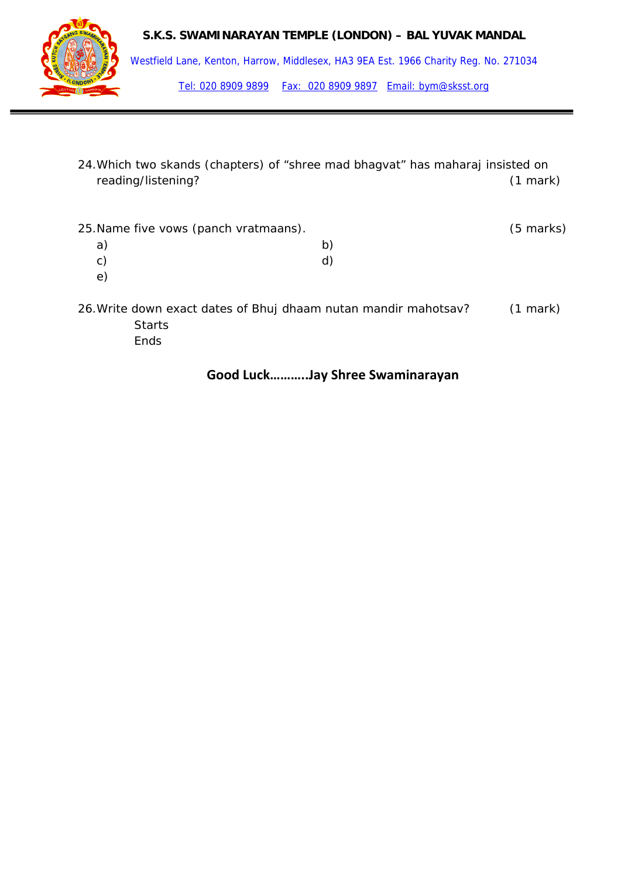24. Which two skands (chapters) of "shree mad bhagvat" has maharaj insisted on reading/listening? (1 mark)

25. Name five vows (panch vratmaans). (5 marks)

    a) b)

    c) d)

    e)

26. Write down exact dates of Bhuj dhaam nutan mandir mahotsav? (1 mark)

    Starts

    Ends

**Good Luck………..Jay Shree Swaminarayan**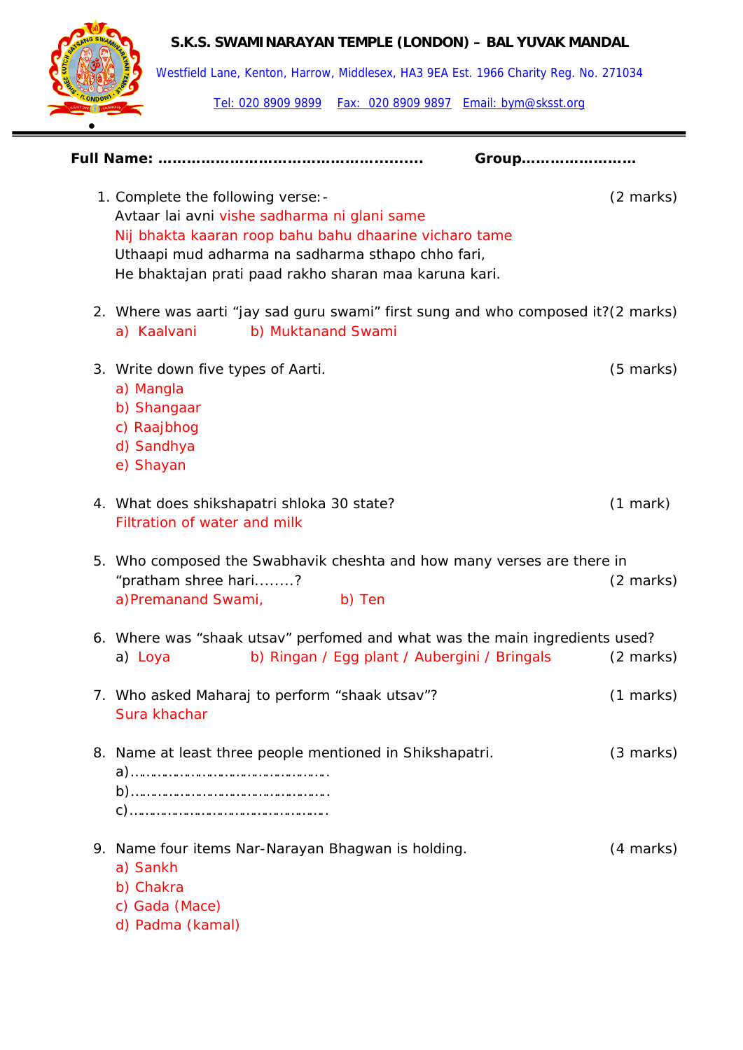**S.K.S. SWAMINARAYAN TEMPLE (LONDON) – BAL YUVAK MANDAL**

Westfield Lane, Kenton, Harrow, Middlesex, HA3 9EA Est. 1966 Charity Reg. No. 271034

Tel: 020 8909 9899 Fax: 020 8909 9897 Email: bym@sksst.org

---

**Full Name: ……………………………………………… Group……………………**

1. Complete the following verse:- (2 marks)
   Avtaar lai avni vishe sadharma ni glani same
   Nij bhakta kaaran roop bahu bahu dhaarine vicharo tame
   Uthaapi mud adharma na sadharma sthapo chho fari,
   He bhaktajan prati paad rakho sharan maa karuna kari.

2. Where was aarti "jay sad guru swami" first sung and who composed it? (2 marks)
   a) Kaalvani b) Muktanand Swami

3. Write down five types of Aarti. (5 marks)
   a) Mangla
   b) Shangaar
   c) Raajbhog
   d) Sandhya
   e) Shayan

4. What does shikshapatri shloka 30 state? (1 mark)
   Filtration of water and milk

5. Who composed the Swabhavik cheshta and how many verses are there in "pratham shree hari........? (2 marks)
   a)Premanand Swami, b) Ten

6. Where was "shaak utsav" perfomed and what was the main ingredients used?
   a) Loya b) Ringan / Egg plant / Aubergini / Bringals (2 marks)

7. Who asked Maharaj to perform "shaak utsav"? (1 marks)
   Sura khachar

8. Name at least three people mentioned in Shikshapatri. (3 marks)
   a)…………………………………………
   b)…………………………………………
   c)…………………………………………

9. Name four items Nar-Narayan Bhagwan is holding. (4 marks)
   a) Sankh
   b) Chakra
   c) Gada (Mace)
   d) Padma (kamal)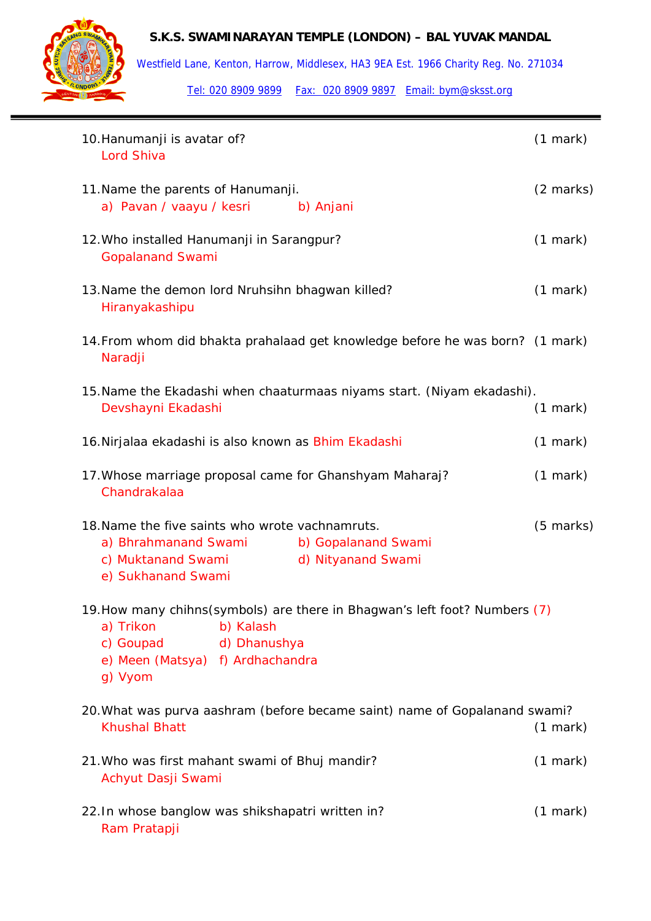10. Hanumanji is avatar of? (1 mark)
    Lord Shiva

11. Name the parents of Hanumanji. (2 marks)
    a) Pavan / vaayu / kesri    b) Anjani

12. Who installed Hanumanji in Sarangpur? (1 mark)
    Gopalanand Swami

13. Name the demon lord Nruhsihn bhagwan killed? (1 mark)
    Hiranyakashipu

14. From whom did bhakta prahalaad get knowledge before he was born? (1 mark)
    Naradji

15. Name the Ekadashi when chaaturmaas niyams start. (Niyam ekadashi).
    Devshayni Ekadashi (1 mark)

16. Nirjalaa ekadashi is also known as Bhim Ekadashi (1 mark)

17. Whose marriage proposal came for Ghanshyam Maharaj? (1 mark)
    Chandrakalaa

18. Name the five saints who wrote vachnamruts. (5 marks)
    a) Bhrahmanand Swami    b) Gopalanand Swami
    c) Muktanand Swami    d) Nityanand Swami
    e) Sukhanand Swami

19. How many chihns(symbols) are there in Bhagwan's left foot? Numbers (7)
    a) Trikon    b) Kalash
    c) Goupad    d) Dhanushya
    e) Meen (Matsya)    f) Ardhachandra
    g) Vyom

20. What was purva aashram (before became saint) name of Gopalanand swami?
    Khushal Bhatt (1 mark)

21. Who was first mahant swami of Bhuj mandir? (1 mark)
    Achyut Dasji Swami

22. In whose banglow was shikshapatri written in? (1 mark)
    Ram Pratapji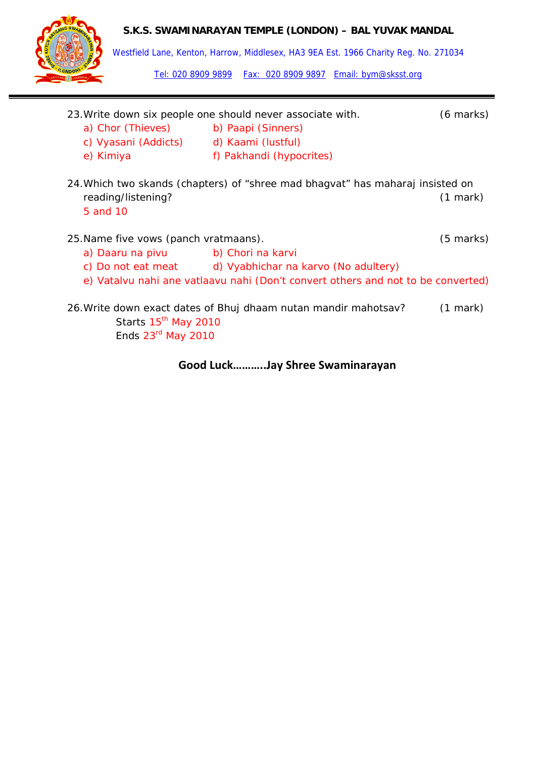23. Write down six people one should never associate with. (6 marks)

a) Chor (Thieves)
b) Paapi (Sinners)
c) Vyasani (Addicts)
d) Kaami (lustful)
e) Kimiya
f) Pakhandi (hypocrites)

24. Which two skands (chapters) of "shree mad bhagvat" has maharaj insisted on reading/listening? (1 mark)

5 and 10

25. Name five vows (panch vratmaans). (5 marks)

a) Daaru na pivu
b) Chori na karvi
c) Do not eat meat
d) Vyabhichar na karvo (No adultery)
e) Vatalvu nahi ane vatlaavu nahi (Don't convert others and not to be converted)

26. Write down exact dates of Bhuj dhaam nutan mandir mahotsav? (1 mark)

Starts 15th May 2010
Ends 23rd May 2010

**Good Luck………..Jay Shree Swaminarayan**